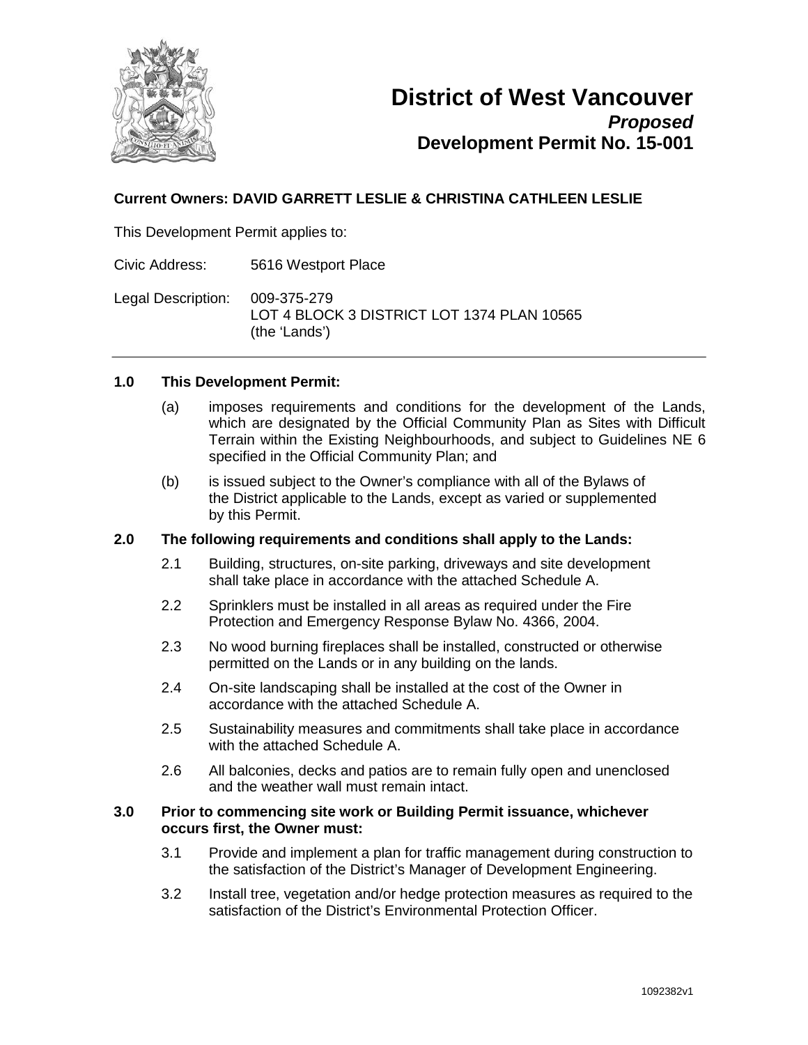# District of West Vancouver

***Proposed***

**Development Permit No. 15-001**

**Current Owners: DAVID GARRETT LESLIE & CHRISTINA CATHLEEN LESLIE**

This Development Permit applies to:

Civic Address: 5616 Westport Place

Legal Description: 009-375-279
LOT 4 BLOCK 3 DISTRICT LOT 1374 PLAN 10565
(the 'Lands')

---

**1.0 This Development Permit:**

(a) imposes requirements and conditions for the development of the Lands, which are designated by the Official Community Plan as Sites with Difficult Terrain within the Existing Neighbourhoods, and subject to Guidelines NE 6 specified in the Official Community Plan; and

(b) is issued subject to the Owner's compliance with all of the Bylaws of the District applicable to the Lands, except as varied or supplemented by this Permit.

**2.0 The following requirements and conditions shall apply to the Lands:**

2.1 Building, structures, on-site parking, driveways and site development shall take place in accordance with the attached Schedule A.

2.2 Sprinklers must be installed in all areas as required under the Fire Protection and Emergency Response Bylaw No. 4366, 2004.

2.3 No wood burning fireplaces shall be installed, constructed or otherwise permitted on the Lands or in any building on the lands.

2.4 On-site landscaping shall be installed at the cost of the Owner in accordance with the attached Schedule A.

2.5 Sustainability measures and commitments shall take place in accordance with the attached Schedule A.

2.6 All balconies, decks and patios are to remain fully open and unenclosed and the weather wall must remain intact.

**3.0 Prior to commencing site work or Building Permit issuance, whichever occurs first, the Owner must:**

3.1 Provide and implement a plan for traffic management during construction to the satisfaction of the District's Manager of Development Engineering.

3.2 Install tree, vegetation and/or hedge protection measures as required to the satisfaction of the District's Environmental Protection Officer.

1092382v1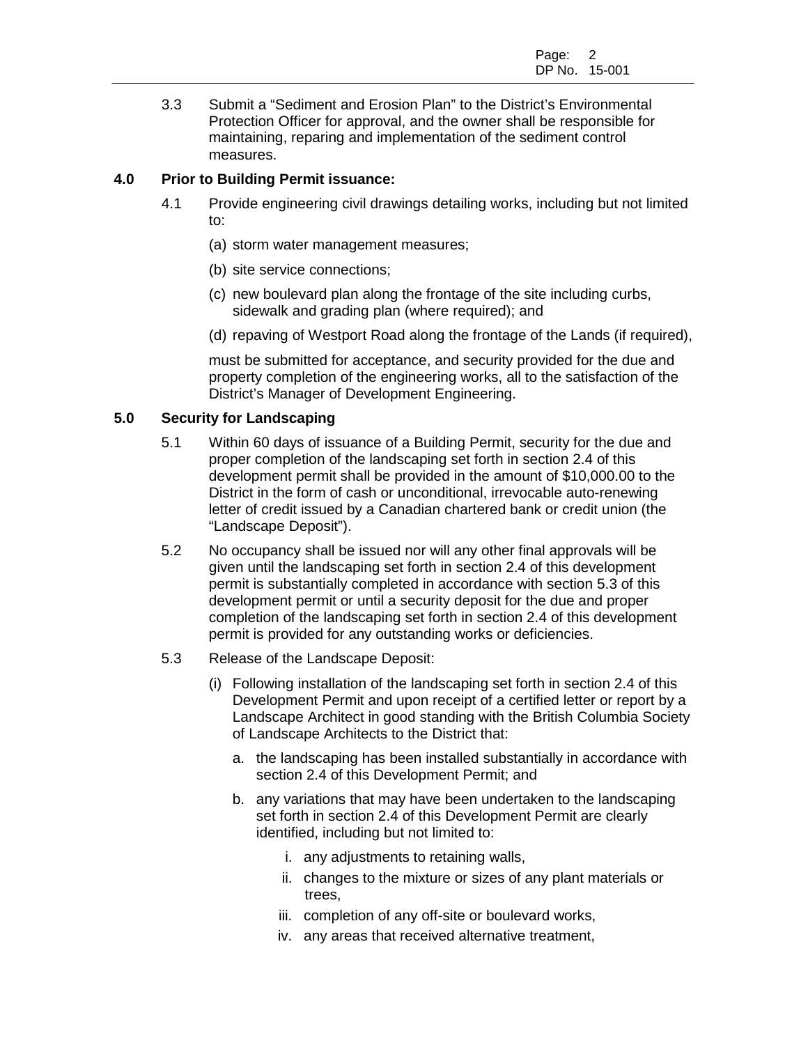3.3 Submit a "Sediment and Erosion Plan" to the District's Environmental Protection Officer for approval, and the owner shall be responsible for maintaining, reparing and implementation of the sediment control measures.

**4.0 Prior to Building Permit issuance:**

4.1 Provide engineering civil drawings detailing works, including but not limited to:

(a) storm water management measures;

(b) site service connections;

(c) new boulevard plan along the frontage of the site including curbs, sidewalk and grading plan (where required); and

(d) repaving of Westport Road along the frontage of the Lands (if required),

must be submitted for acceptance, and security provided for the due and property completion of the engineering works, all to the satisfaction of the District's Manager of Development Engineering.

**5.0 Security for Landscaping**

5.1 Within 60 days of issuance of a Building Permit, security for the due and proper completion of the landscaping set forth in section 2.4 of this development permit shall be provided in the amount of $10,000.00 to the District in the form of cash or unconditional, irrevocable auto-renewing letter of credit issued by a Canadian chartered bank or credit union (the "Landscape Deposit").

5.2 No occupancy shall be issued nor will any other final approvals will be given until the landscaping set forth in section 2.4 of this development permit is substantially completed in accordance with section 5.3 of this development permit or until a security deposit for the due and proper completion of the landscaping set forth in section 2.4 of this development permit is provided for any outstanding works or deficiencies.

5.3 Release of the Landscape Deposit:

(i) Following installation of the landscaping set forth in section 2.4 of this Development Permit and upon receipt of a certified letter or report by a Landscape Architect in good standing with the British Columbia Society of Landscape Architects to the District that:

a. the landscaping has been installed substantially in accordance with section 2.4 of this Development Permit; and

b. any variations that may have been undertaken to the landscaping set forth in section 2.4 of this Development Permit are clearly identified, including but not limited to:

i. any adjustments to retaining walls,

ii. changes to the mixture or sizes of any plant materials or trees,

iii. completion of any off-site or boulevard works,

iv. any areas that received alternative treatment,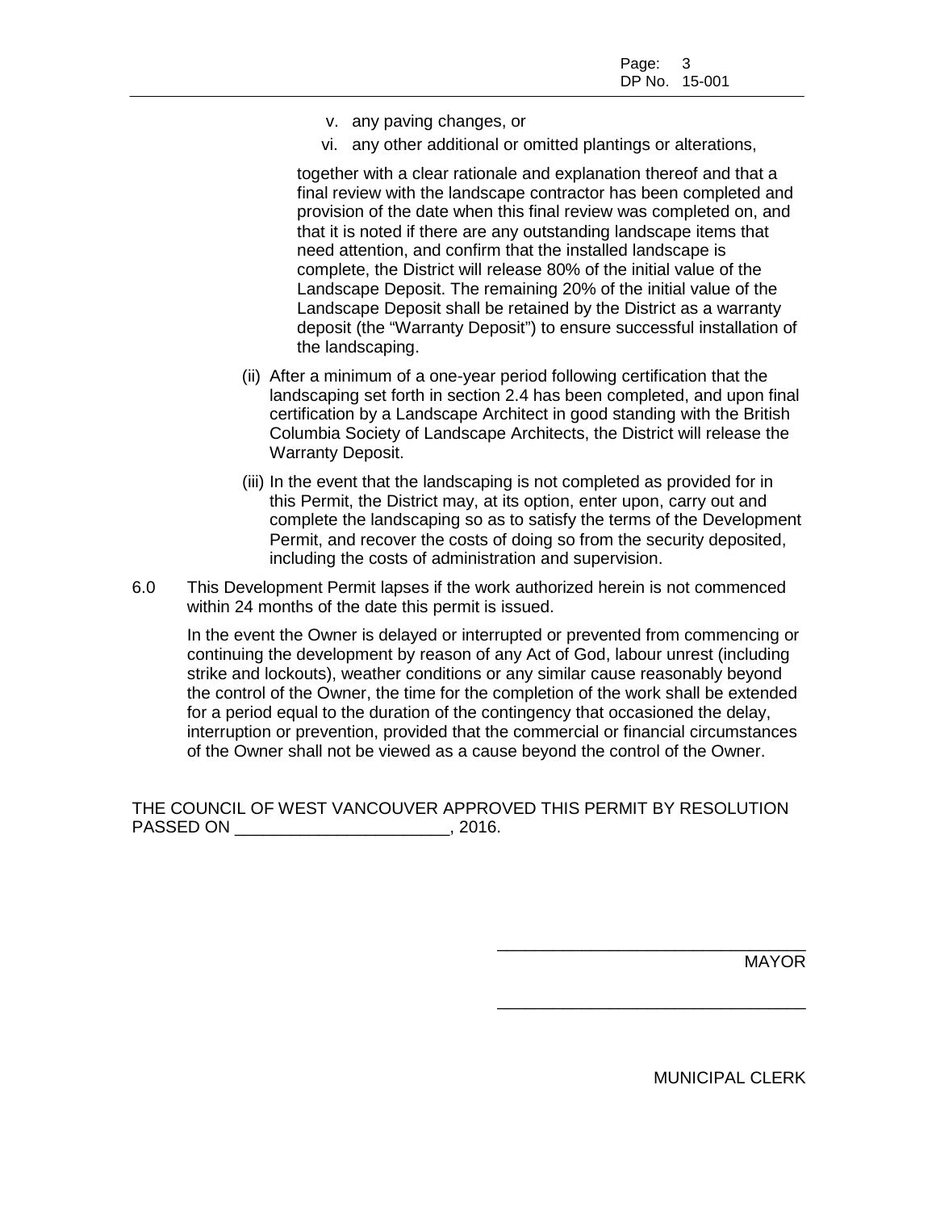v. any paving changes, or

vi. any other additional or omitted plantings or alterations,

together with a clear rationale and explanation thereof and that a final review with the landscape contractor has been completed and provision of the date when this final review was completed on, and that it is noted if there are any outstanding landscape items that need attention, and confirm that the installed landscape is complete, the District will release 80% of the initial value of the Landscape Deposit. The remaining 20% of the initial value of the Landscape Deposit shall be retained by the District as a warranty deposit (the "Warranty Deposit") to ensure successful installation of the landscaping.

(ii) After a minimum of a one-year period following certification that the landscaping set forth in section 2.4 has been completed, and upon final certification by a Landscape Architect in good standing with the British Columbia Society of Landscape Architects, the District will release the Warranty Deposit.

(iii) In the event that the landscaping is not completed as provided for in this Permit, the District may, at its option, enter upon, carry out and complete the landscaping so as to satisfy the terms of the Development Permit, and recover the costs of doing so from the security deposited, including the costs of administration and supervision.

6.0 This Development Permit lapses if the work authorized herein is not commenced within 24 months of the date this permit is issued.

In the event the Owner is delayed or interrupted or prevented from commencing or continuing the development by reason of any Act of God, labour unrest (including strike and lockouts), weather conditions or any similar cause reasonably beyond the control of the Owner, the time for the completion of the work shall be extended for a period equal to the duration of the contingency that occasioned the delay, interruption or prevention, provided that the commercial or financial circumstances of the Owner shall not be viewed as a cause beyond the control of the Owner.

THE COUNCIL OF WEST VANCOUVER APPROVED THIS PERMIT BY RESOLUTION PASSED ON _______________________, 2016.

_________________________________
MAYOR

_________________________________
MUNICIPAL CLERK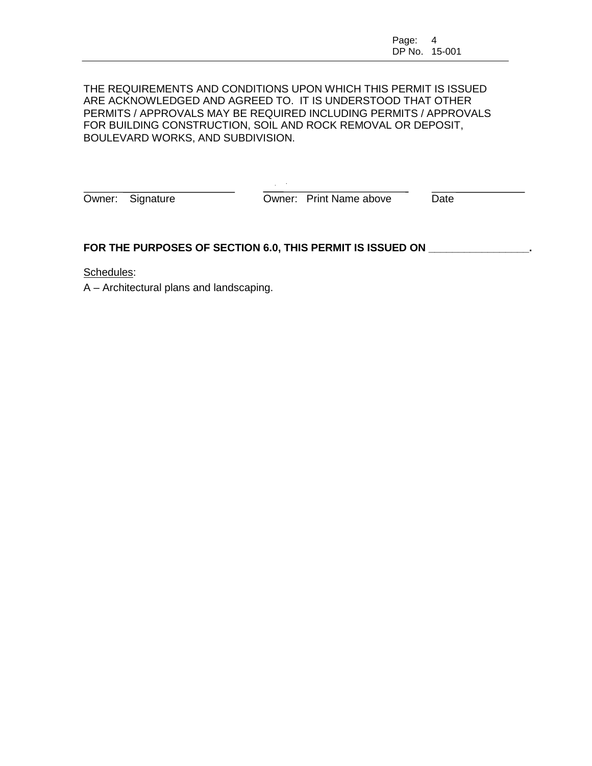THE REQUIREMENTS AND CONDITIONS UPON WHICH THIS PERMIT IS ISSUED ARE ACKNOWLEDGED AND AGREED TO. IT IS UNDERSTOOD THAT OTHER PERMITS / APPROVALS MAY BE REQUIRED INCLUDING PERMITS / APPROVALS FOR BUILDING CONSTRUCTION, SOIL AND ROCK REMOVAL OR DEPOSIT, BOULEVARD WORKS, AND SUBDIVISION.

| | | |
|---|---|---|
| \_\_\_\_\_\_\_\_\_\_\_\_\_\_\_\_\_\_\_\_\_\_\_\_ | \_\_\_\_\_\_\_\_\_\_\_\_\_\_\_\_\_\_\_\_\_\_\_\_ | \_\_\_\_\_\_\_\_\_\_\_\_\_\_\_ |
| Owner: Signature | Owner: Print Name above | Date |

**FOR THE PURPOSES OF SECTION 6.0, THIS PERMIT IS ISSUED ON ________________.**

Schedules:

A – Architectural plans and landscaping.